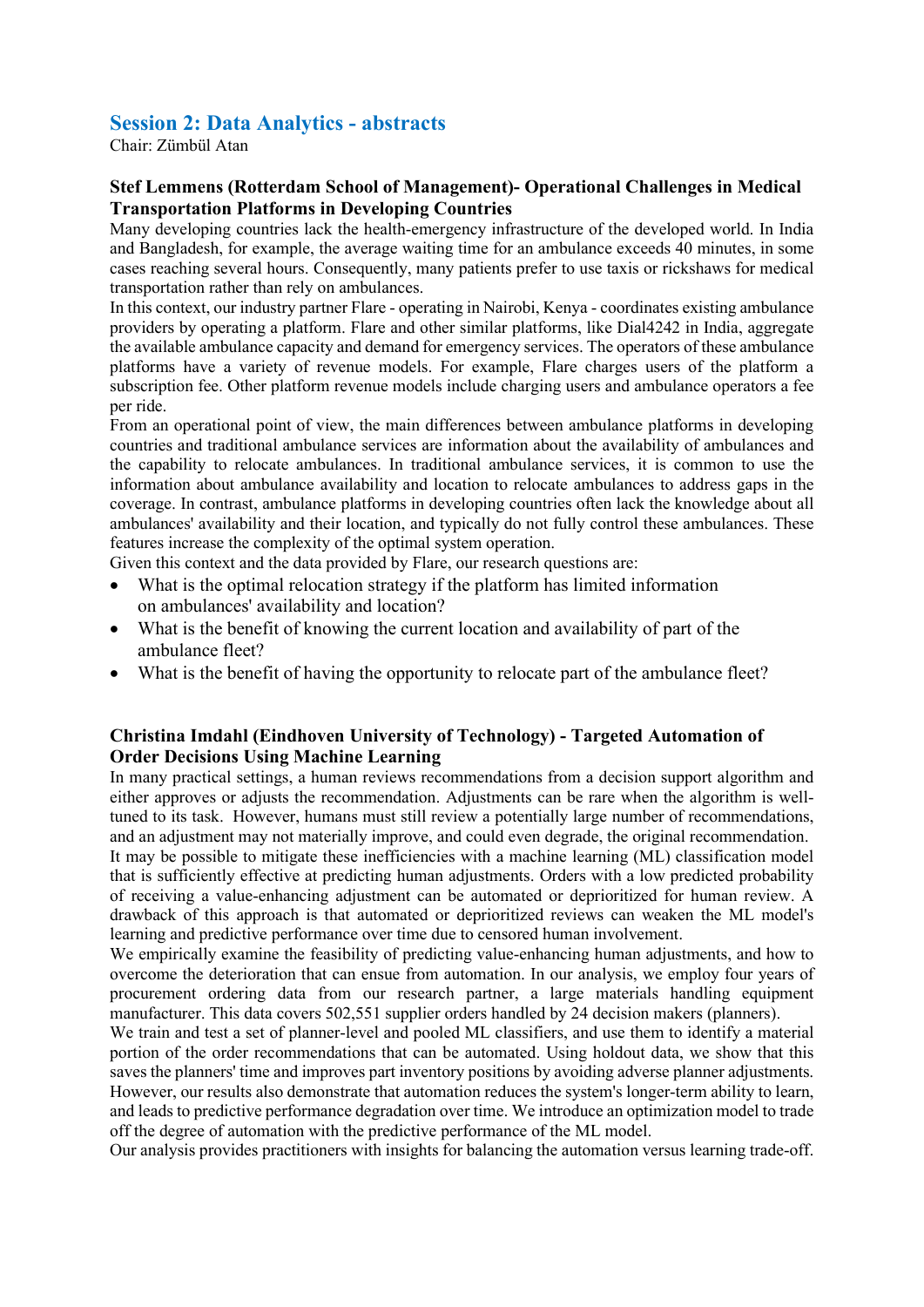## Session 2: Data Analytics - abstracts

Chair: Zümbül Atan

### Stef Lemmens (Rotterdam School of Management)- Operational Challenges in Medical Transportation Platforms in Developing Countries

Many developing countries lack the health-emergency infrastructure of the developed world. In India and Bangladesh, for example, the average waiting time for an ambulance exceeds 40 minutes, in some cases reaching several hours. Consequently, many patients prefer to use taxis or rickshaws for medical transportation rather than rely on ambulances.

In this context, our industry partner Flare - operating in Nairobi, Kenya - coordinates existing ambulance providers by operating a platform. Flare and other similar platforms, like Dial4242 in India, aggregate the available ambulance capacity and demand for emergency services. The operators of these ambulance platforms have a variety of revenue models. For example, Flare charges users of the platform a subscription fee. Other platform revenue models include charging users and ambulance operators a fee per ride.

From an operational point of view, the main differences between ambulance platforms in developing countries and traditional ambulance services are information about the availability of ambulances and the capability to relocate ambulances. In traditional ambulance services, it is common to use the information about ambulance availability and location to relocate ambulances to address gaps in the coverage. In contrast, ambulance platforms in developing countries often lack the knowledge about all ambulances' availability and their location, and typically do not fully control these ambulances. These features increase the complexity of the optimal system operation.

Given this context and the data provided by Flare, our research questions are:

- What is the optimal relocation strategy if the platform has limited information on ambulances' availability and location?
- What is the benefit of knowing the current location and availability of part of the ambulance fleet?
- What is the benefit of having the opportunity to relocate part of the ambulance fleet?

### Christina Imdahl (Eindhoven University of Technology) - Targeted Automation of Order Decisions Using Machine Learning

In many practical settings, a human reviews recommendations from a decision support algorithm and either approves or adjusts the recommendation. Adjustments can be rare when the algorithm is well-tuned to its task. However, humans must still review a potentially large number of recommendations, and an adjustment may not materially improve, and could even degrade, the original recommendation.

It may be possible to mitigate these inefficiencies with a machine learning (ML) classification model that is sufficiently effective at predicting human adjustments. Orders with a low predicted probability of receiving a value-enhancing adjustment can be automated or deprioritized for human review. A drawback of this approach is that automated or deprioritized reviews can weaken the ML model's learning and predictive performance over time due to censored human involvement.

We empirically examine the feasibility of predicting value-enhancing human adjustments, and how to overcome the deterioration that can ensue from automation. In our analysis, we employ four years of procurement ordering data from our research partner, a large materials handling equipment manufacturer. This data covers 502,551 supplier orders handled by 24 decision makers (planners).

We train and test a set of planner-level and pooled ML classifiers, and use them to identify a material portion of the order recommendations that can be automated. Using holdout data, we show that this saves the planners' time and improves part inventory positions by avoiding adverse planner adjustments. However, our results also demonstrate that automation reduces the system's longer-term ability to learn, and leads to predictive performance degradation over time. We introduce an optimization model to trade off the degree of automation with the predictive performance of the ML model.

Our analysis provides practitioners with insights for balancing the automation versus learning trade-off.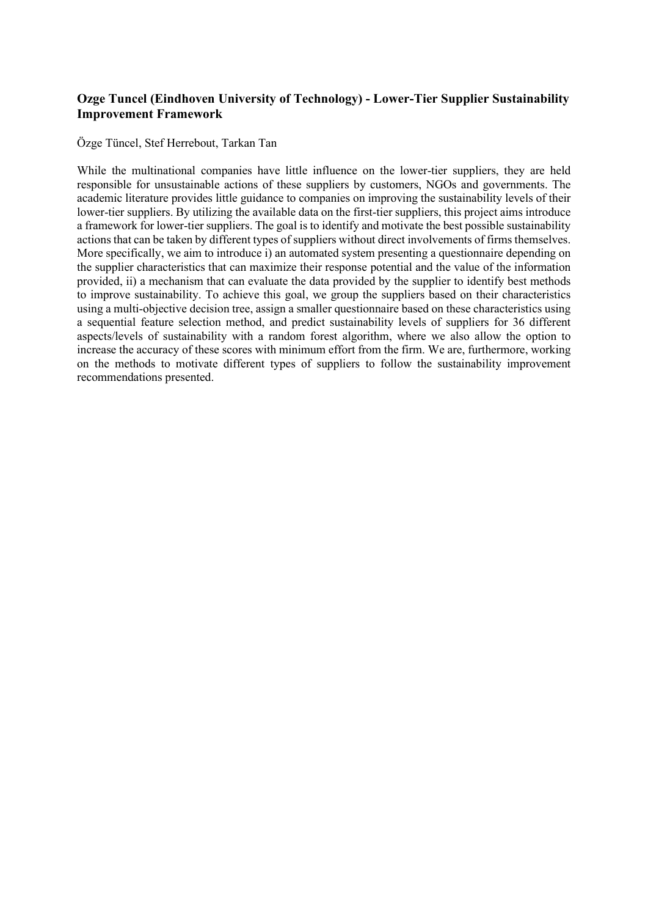### Ozge Tuncel (Eindhoven University of Technology) - Lower-Tier Supplier Sustainability Improvement Framework

Özge Tüncel, Stef Herrebout, Tarkan Tan

While the multinational companies have little influence on the lower-tier suppliers, they are held responsible for unsustainable actions of these suppliers by customers, NGOs and governments. The academic literature provides little guidance to companies on improving the sustainability levels of their lower-tier suppliers. By utilizing the available data on the first-tier suppliers, this project aims introduce a framework for lower-tier suppliers. The goal is to identify and motivate the best possible sustainability actions that can be taken by different types of suppliers without direct involvements of firms themselves. More specifically, we aim to introduce i) an automated system presenting a questionnaire depending on the supplier characteristics that can maximize their response potential and the value of the information provided, ii) a mechanism that can evaluate the data provided by the supplier to identify best methods to improve sustainability. To achieve this goal, we group the suppliers based on their characteristics using a multi-objective decision tree, assign a smaller questionnaire based on these characteristics using a sequential feature selection method, and predict sustainability levels of suppliers for 36 different aspects/levels of sustainability with a random forest algorithm, where we also allow the option to increase the accuracy of these scores with minimum effort from the firm. We are, furthermore, working on the methods to motivate different types of suppliers to follow the sustainability improvement recommendations presented.